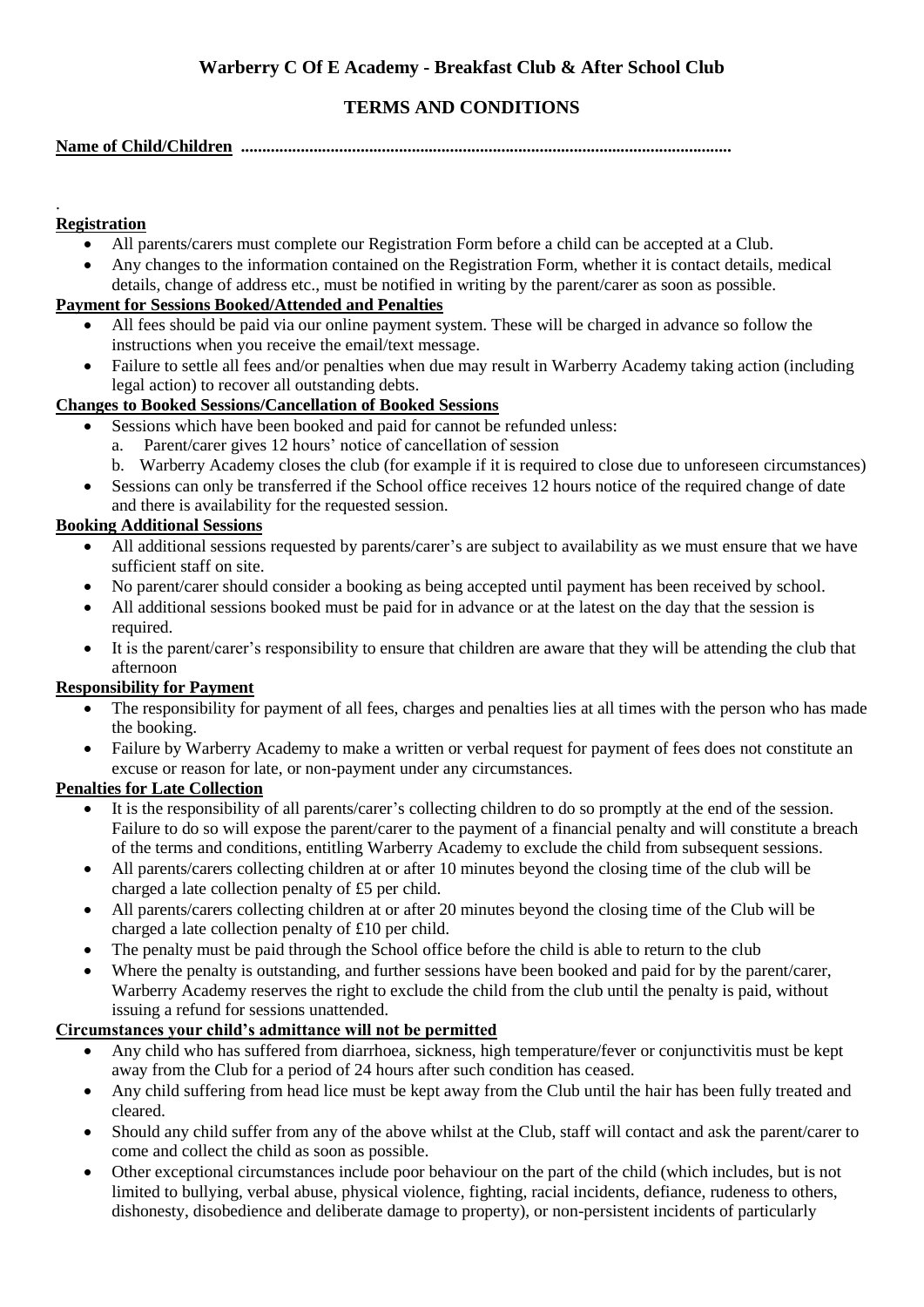## Warberry C Of E Academy - Breakfast Club & After School Club

## TERMS AND CONDITIONS

**Name of Child/Children ..................................................................................................................**

.

**Registration**

- All parents/carers must complete our Registration Form before a child can be accepted at a Club.
- Any changes to the information contained on the Registration Form, whether it is contact details, medical details, change of address etc., must be notified in writing by the parent/carer as soon as possible.

**Payment for Sessions Booked/Attended and Penalties**

- All fees should be paid via our online payment system. These will be charged in advance so follow the instructions when you receive the email/text message.
- Failure to settle all fees and/or penalties when due may result in Warberry Academy taking action (including legal action) to recover all outstanding debts.

**Changes to Booked Sessions/Cancellation of Booked Sessions**

- Sessions which have been booked and paid for cannot be refunded unless:
  - a. Parent/carer gives 12 hours' notice of cancellation of session
  - b. Warberry Academy closes the club (for example if it is required to close due to unforeseen circumstances)
- Sessions can only be transferred if the School office receives 12 hours notice of the required change of date and there is availability for the requested session.

**Booking Additional Sessions**

- All additional sessions requested by parents/carer's are subject to availability as we must ensure that we have sufficient staff on site.
- No parent/carer should consider a booking as being accepted until payment has been received by school.
- All additional sessions booked must be paid for in advance or at the latest on the day that the session is required.
- It is the parent/carer's responsibility to ensure that children are aware that they will be attending the club that afternoon

**Responsibility for Payment**

- The responsibility for payment of all fees, charges and penalties lies at all times with the person who has made the booking.
- Failure by Warberry Academy to make a written or verbal request for payment of fees does not constitute an excuse or reason for late, or non-payment under any circumstances.

**Penalties for Late Collection**

- It is the responsibility of all parents/carer's collecting children to do so promptly at the end of the session. Failure to do so will expose the parent/carer to the payment of a financial penalty and will constitute a breach of the terms and conditions, entitling Warberry Academy to exclude the child from subsequent sessions.
- All parents/carers collecting children at or after 10 minutes beyond the closing time of the club will be charged a late collection penalty of £5 per child.
- All parents/carers collecting children at or after 20 minutes beyond the closing time of the Club will be charged a late collection penalty of £10 per child.
- The penalty must be paid through the School office before the child is able to return to the club
- Where the penalty is outstanding, and further sessions have been booked and paid for by the parent/carer, Warberry Academy reserves the right to exclude the child from the club until the penalty is paid, without issuing a refund for sessions unattended.

**Circumstances your child's admittance will not be permitted**

- Any child who has suffered from diarrhoea, sickness, high temperature/fever or conjunctivitis must be kept away from the Club for a period of 24 hours after such condition has ceased.
- Any child suffering from head lice must be kept away from the Club until the hair has been fully treated and cleared.
- Should any child suffer from any of the above whilst at the Club, staff will contact and ask the parent/carer to come and collect the child as soon as possible.
- Other exceptional circumstances include poor behaviour on the part of the child (which includes, but is not limited to bullying, verbal abuse, physical violence, fighting, racial incidents, defiance, rudeness to others, dishonesty, disobedience and deliberate damage to property), or non-persistent incidents of particularly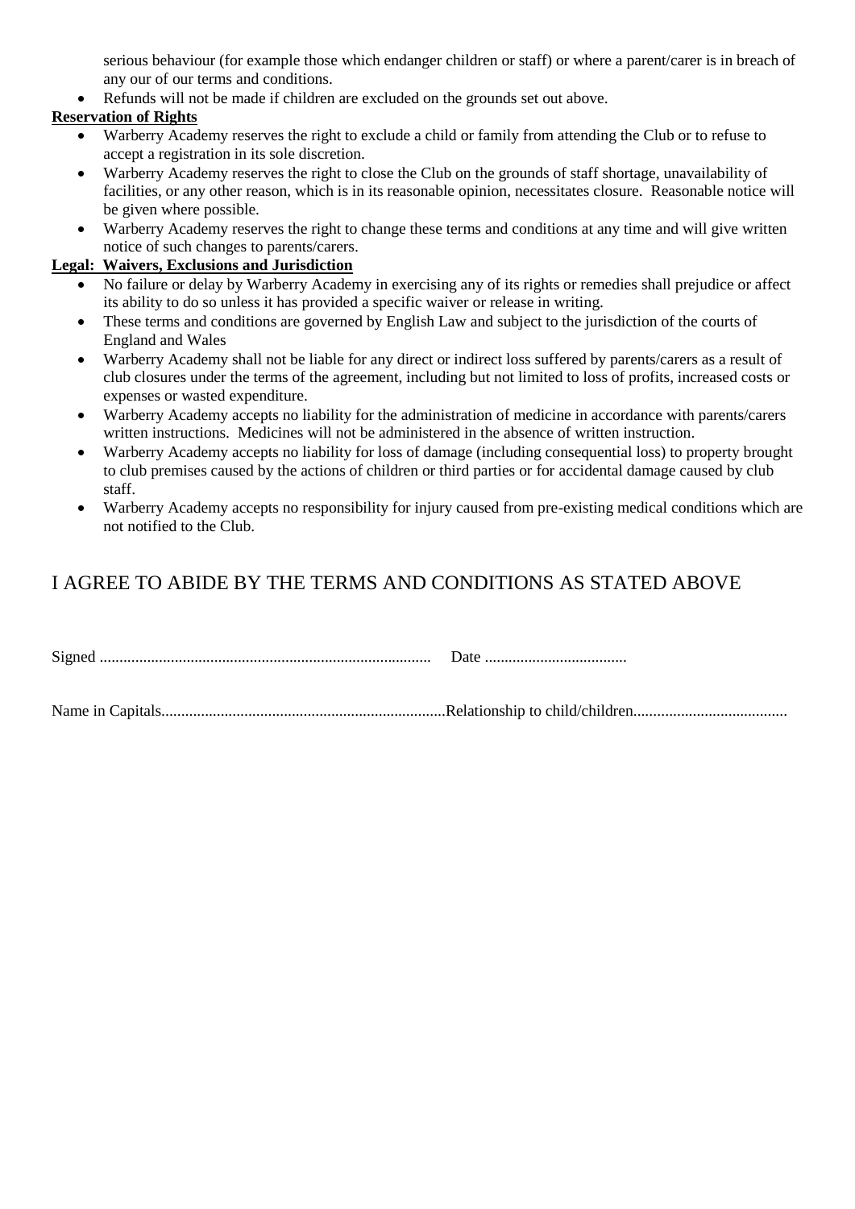serious behaviour (for example those which endanger children or staff) or where a parent/carer is in breach of any our of our terms and conditions.

- Refunds will not be made if children are excluded on the grounds set out above.

**Reservation of Rights**

- Warberry Academy reserves the right to exclude a child or family from attending the Club or to refuse to accept a registration in its sole discretion.
- Warberry Academy reserves the right to close the Club on the grounds of staff shortage, unavailability of facilities, or any other reason, which is in its reasonable opinion, necessitates closure. Reasonable notice will be given where possible.
- Warberry Academy reserves the right to change these terms and conditions at any time and will give written notice of such changes to parents/carers.

**Legal: Waivers, Exclusions and Jurisdiction**

- No failure or delay by Warberry Academy in exercising any of its rights or remedies shall prejudice or affect its ability to do so unless it has provided a specific waiver or release in writing.
- These terms and conditions are governed by English Law and subject to the jurisdiction of the courts of England and Wales
- Warberry Academy shall not be liable for any direct or indirect loss suffered by parents/carers as a result of club closures under the terms of the agreement, including but not limited to loss of profits, increased costs or expenses or wasted expenditure.
- Warberry Academy accepts no liability for the administration of medicine in accordance with parents/carers written instructions. Medicines will not be administered in the absence of written instruction.
- Warberry Academy accepts no liability for loss of damage (including consequential loss) to property brought to club premises caused by the actions of children or third parties or for accidental damage caused by club staff.
- Warberry Academy accepts no responsibility for injury caused from pre-existing medical conditions which are not notified to the Club.

## I AGREE TO ABIDE BY THE TERMS AND CONDITIONS AS STATED ABOVE

Signed ................................................................................... Date ...................................

Name in Capitals.......................................................................Relationship to child/children......................................